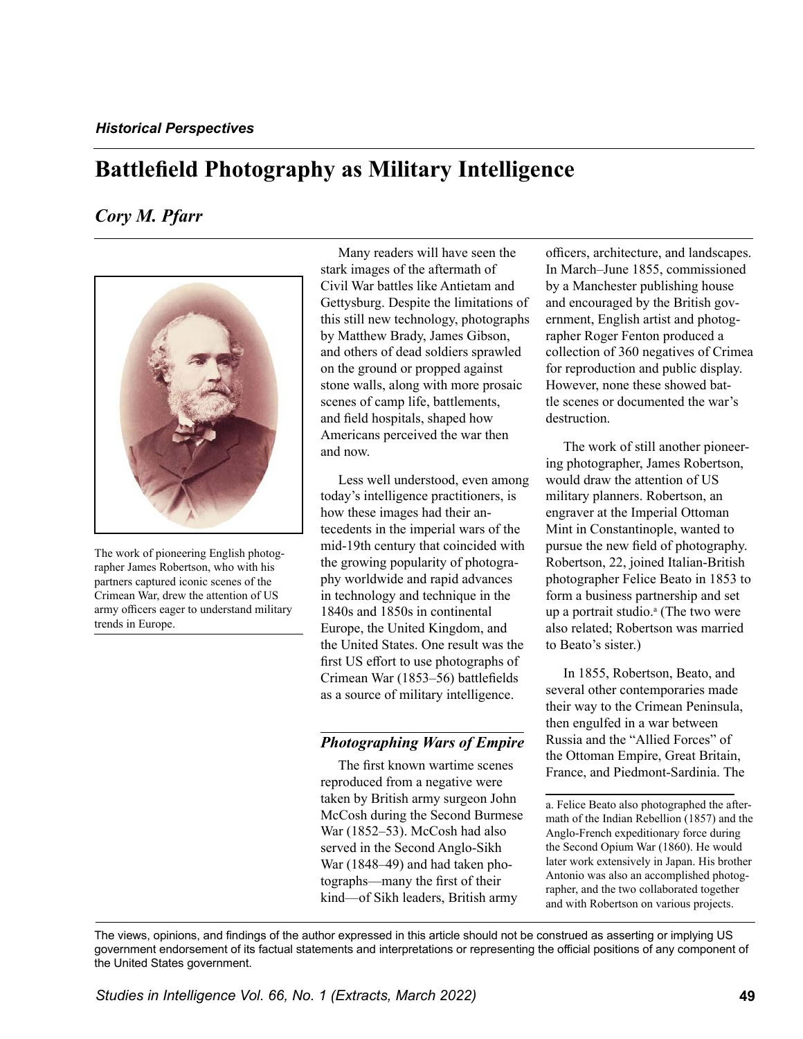*Historical Perspectives*

# Battlefield Photography as Military Intelligence

## *Cory M. Pfarr*

The work of pioneering English photographer James Robertson, who with his partners captured iconic scenes of the Crimean War, drew the attention of US army officers eager to understand military trends in Europe.

Many readers will have seen the stark images of the aftermath of Civil War battles like Antietam and Gettysburg. Despite the limitations of this still new technology, photographs by Matthew Brady, James Gibson, and others of dead soldiers sprawled on the ground or propped against stone walls, along with more prosaic scenes of camp life, battlements, and field hospitals, shaped how Americans perceived the war then and now.

Less well understood, even among today's intelligence practitioners, is how these images had their antecedents in the imperial wars of the mid-19th century that coincided with the growing popularity of photography worldwide and rapid advances in technology and technique in the 1840s and 1850s in continental Europe, the United Kingdom, and the United States. One result was the first US effort to use photographs of Crimean War (1853–56) battlefields as a source of military intelligence.

### *Photographing Wars of Empire*

The first known wartime scenes reproduced from a negative were taken by British army surgeon John McCosh during the Second Burmese War (1852–53). McCosh had also served in the Second Anglo-Sikh War (1848–49) and had taken photographs—many the first of their kind—of Sikh leaders, British army officers, architecture, and landscapes. In March–June 1855, commissioned by a Manchester publishing house and encouraged by the British government, English artist and photographer Roger Fenton produced a collection of 360 negatives of Crimea for reproduction and public display. However, none these showed battle scenes or documented the war's destruction.

The work of still another pioneering photographer, James Robertson, would draw the attention of US military planners. Robertson, an engraver at the Imperial Ottoman Mint in Constantinople, wanted to pursue the new field of photography. Robertson, 22, joined Italian-British photographer Felice Beato in 1853 to form a business partnership and set up a portrait studio.[a] (The two were also related; Robertson was married to Beato's sister.)

In 1855, Robertson, Beato, and several other contemporaries made their way to the Crimean Peninsula, then engulfed in a war between Russia and the "Allied Forces" of the Ottoman Empire, Great Britain, France, and Piedmont-Sardinia. The

a. Felice Beato also photographed the aftermath of the Indian Rebellion (1857) and the Anglo-French expeditionary force during the Second Opium War (1860). He would later work extensively in Japan. His brother Antonio was also an accomplished photographer, and the two collaborated together and with Robertson on various projects.

The views, opinions, and findings of the author expressed in this article should not be construed as asserting or implying US government endorsement of its factual statements and interpretations or representing the official positions of any component of the United States government.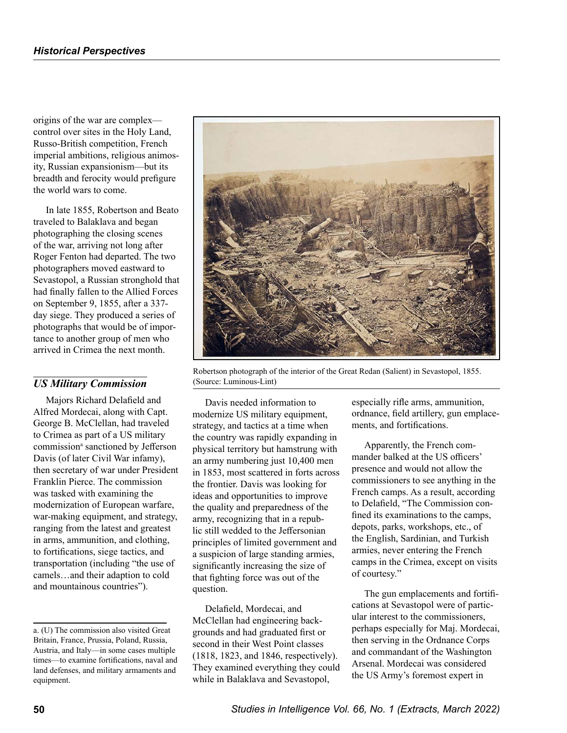origins of the war are complex—control over sites in the Holy Land, Russo-British competition, French imperial ambitions, religious animosity, Russian expansionism—but its breadth and ferocity would prefigure the world wars to come.

In late 1855, Robertson and Beato traveled to Balaklava and began photographing the closing scenes of the war, arriving not long after Roger Fenton had departed. The two photographers moved eastward to Sevastopol, a Russian stronghold that had finally fallen to the Allied Forces on September 9, 1855, after a 337-day siege. They produced a series of photographs that would be of importance to another group of men who arrived in Crimea the next month.

Robertson photograph of the interior of the Great Redan (Salient) in Sevastopol, 1855. (Source: Luminous-Lint)

## *US Military Commission*

Majors Richard Delafield and Alfred Mordecai, along with Capt. George B. McClellan, had traveled to Crimea as part of a US military commission[a] sanctioned by Jefferson Davis (of later Civil War infamy), then secretary of war under President Franklin Pierce. The commission was tasked with examining the modernization of European warfare, war-making equipment, and strategy, ranging from the latest and greatest in arms, ammunition, and clothing, to fortifications, siege tactics, and transportation (including "the use of camels…and their adaption to cold and mountainous countries").

Davis needed information to modernize US military equipment, strategy, and tactics at a time when the country was rapidly expanding in physical territory but hamstrung with an army numbering just 10,400 men in 1853, most scattered in forts across the frontier. Davis was looking for ideas and opportunities to improve the quality and preparedness of the army, recognizing that in a republic still wedded to the Jeffersonian principles of limited government and a suspicion of large standing armies, significantly increasing the size of that fighting force was out of the question.

Delafield, Mordecai, and McClellan had engineering backgrounds and had graduated first or second in their West Point classes (1818, 1823, and 1846, respectively). They examined everything they could while in Balaklava and Sevastopol, especially rifle arms, ammunition, ordnance, field artillery, gun emplacements, and fortifications.

Apparently, the French commander balked at the US officers' presence and would not allow the commissioners to see anything in the French camps. As a result, according to Delafield, "The Commission confined its examinations to the camps, depots, parks, workshops, etc., of the English, Sardinian, and Turkish armies, never entering the French camps in the Crimea, except on visits of courtesy."

The gun emplacements and fortifications at Sevastopol were of particular interest to the commissioners, perhaps especially for Maj. Mordecai, then serving in the Ordnance Corps and commandant of the Washington Arsenal. Mordecai was considered the US Army's foremost expert in

---

a. (U) The commission also visited Great Britain, France, Prussia, Poland, Russia, Austria, and Italy—in some cases multiple times—to examine fortifications, naval and land defenses, and military armaments and equipment.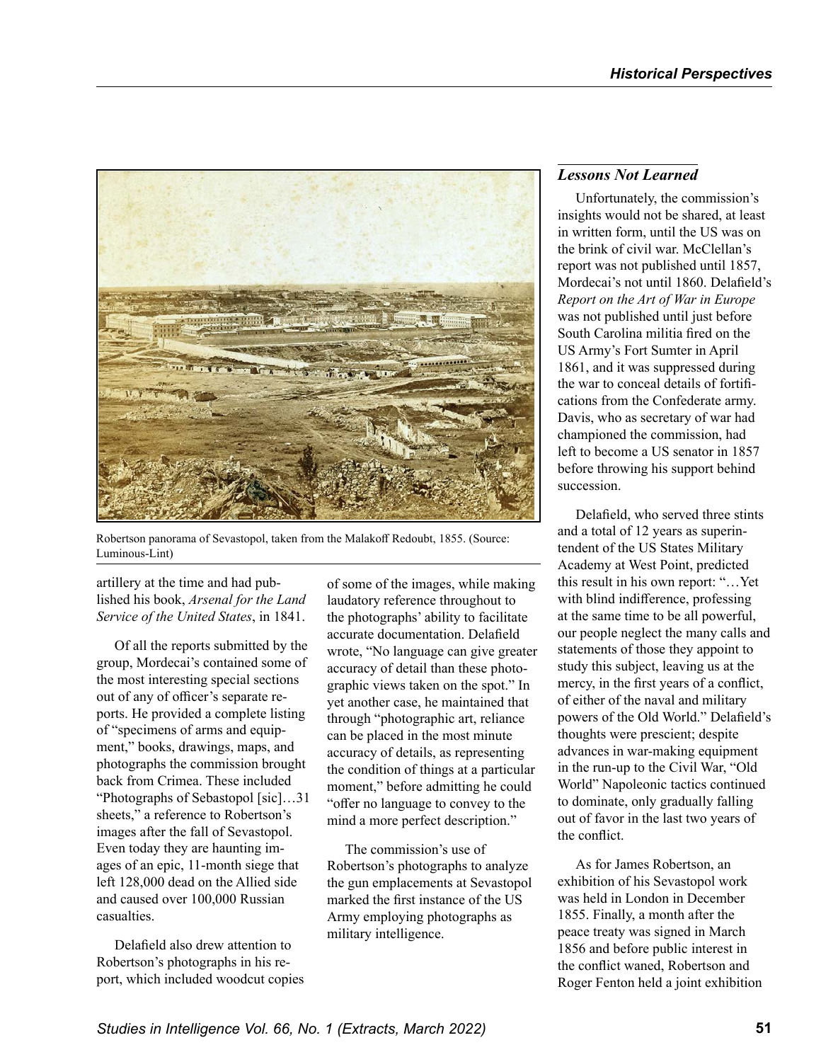Robertson panorama of Sevastopol, taken from the Malakoff Redoubt, 1855. (Source: Luminous-Lint)

artillery at the time and had published his book, *Arsenal for the Land Service of the United States*, in 1841.

Of all the reports submitted by the group, Mordecai's contained some of the most interesting special sections out of any of officer's separate reports. He provided a complete listing of "specimens of arms and equipment," books, drawings, maps, and photographs the commission brought back from Crimea. These included "Photographs of Sebastopol [sic]…31 sheets," a reference to Robertson's images after the fall of Sevastopol. Even today they are haunting images of an epic, 11-month siege that left 128,000 dead on the Allied side and caused over 100,000 Russian casualties.

Delafield also drew attention to Robertson's photographs in his report, which included woodcut copies of some of the images, while making laudatory reference throughout to the photographs' ability to facilitate accurate documentation. Delafield wrote, "No language can give greater accuracy of detail than these photographic views taken on the spot." In yet another case, he maintained that through "photographic art, reliance can be placed in the most minute accuracy of details, as representing the condition of things at a particular moment," before admitting he could "offer no language to convey to the mind a more perfect description."

The commission's use of Robertson's photographs to analyze the gun emplacements at Sevastopol marked the first instance of the US Army employing photographs as military intelligence.

### *Lessons Not Learned*

Unfortunately, the commission's insights would not be shared, at least in written form, until the US was on the brink of civil war. McClellan's report was not published until 1857, Mordecai's not until 1860. Delafield's *Report on the Art of War in Europe* was not published until just before South Carolina militia fired on the US Army's Fort Sumter in April 1861, and it was suppressed during the war to conceal details of fortifications from the Confederate army. Davis, who as secretary of war had championed the commission, had left to become a US senator in 1857 before throwing his support behind succession.

Delafield, who served three stints and a total of 12 years as superintendent of the US States Military Academy at West Point, predicted this result in his own report: "…Yet with blind indifference, professing at the same time to be all powerful, our people neglect the many calls and statements of those they appoint to study this subject, leaving us at the mercy, in the first years of a conflict, of either of the naval and military powers of the Old World." Delafield's thoughts were prescient; despite advances in war-making equipment in the run-up to the Civil War, "Old World" Napoleonic tactics continued to dominate, only gradually falling out of favor in the last two years of the conflict.

As for James Robertson, an exhibition of his Sevastopol work was held in London in December 1855. Finally, a month after the peace treaty was signed in March 1856 and before public interest in the conflict waned, Robertson and Roger Fenton held a joint exhibition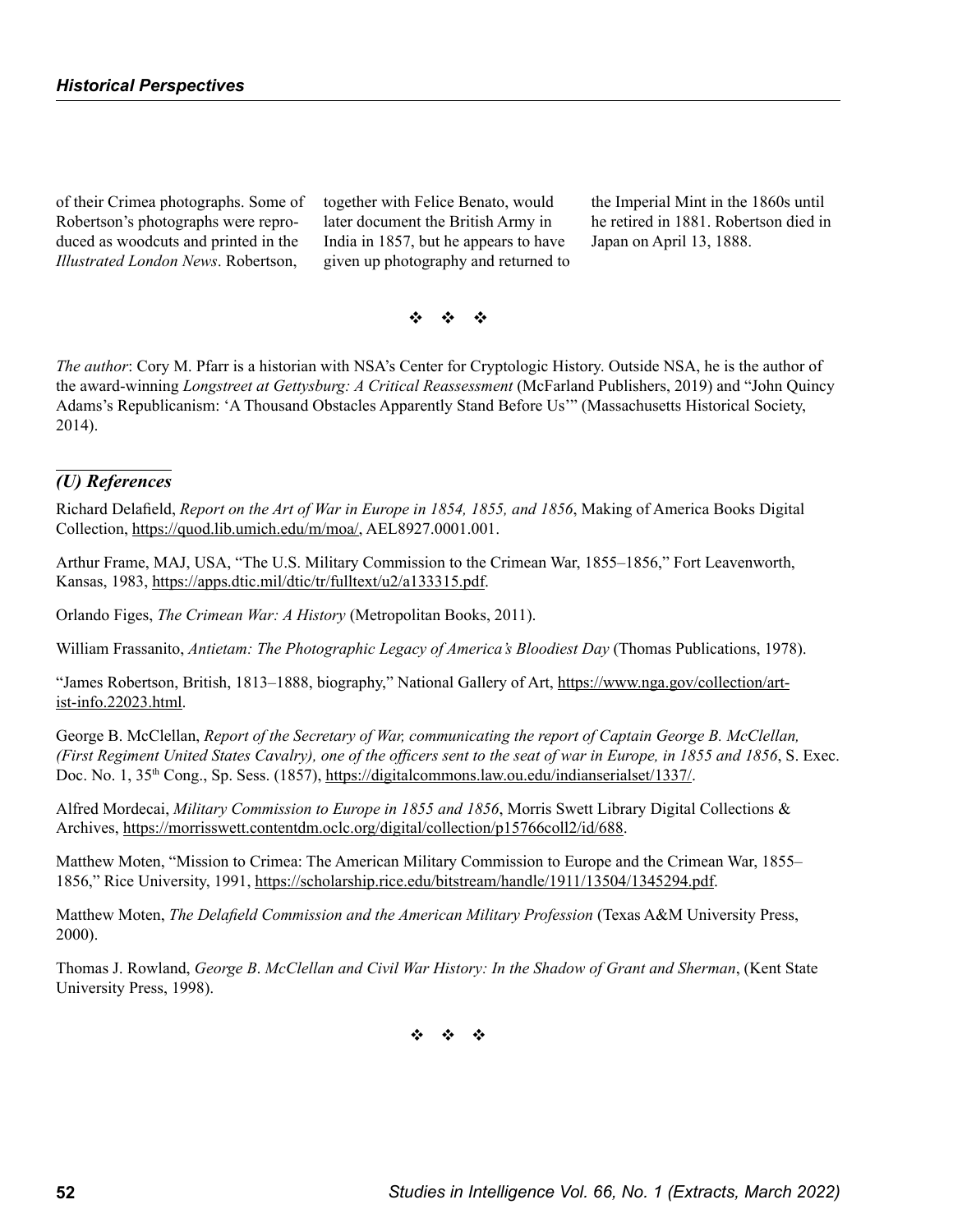of their Crimea photographs. Some of Robertson's photographs were reproduced as woodcuts and printed in the *Illustrated London News*. Robertson, together with Felice Benato, would later document the British Army in India in 1857, but he appears to have given up photography and returned to the Imperial Mint in the 1860s until he retired in 1881. Robertson died in Japan on April 13, 1888.

❖ ❖ ❖

*The author*: Cory M. Pfarr is a historian with NSA's Center for Cryptologic History. Outside NSA, he is the author of the award-winning *Longstreet at Gettysburg: A Critical Reassessment* (McFarland Publishers, 2019) and "John Quincy Adams's Republicanism: 'A Thousand Obstacles Apparently Stand Before Us'" (Massachusetts Historical Society, 2014).

## *(U) References*

Richard Delafield, *Report on the Art of War in Europe in 1854, 1855, and 1856*, Making of America Books Digital Collection, https://quod.lib.umich.edu/m/moa/, AEL8927.0001.001.

Arthur Frame, MAJ, USA, "The U.S. Military Commission to the Crimean War, 1855–1856," Fort Leavenworth, Kansas, 1983, https://apps.dtic.mil/dtic/tr/fulltext/u2/a133315.pdf.

Orlando Figes, *The Crimean War: A History* (Metropolitan Books, 2011).

William Frassanito, *Antietam: The Photographic Legacy of America's Bloodiest Day* (Thomas Publications, 1978).

"James Robertson, British, 1813–1888, biography," National Gallery of Art, https://www.nga.gov/collection/artist-info.22023.html.

George B. McClellan, *Report of the Secretary of War, communicating the report of Captain George B. McClellan, (First Regiment United States Cavalry), one of the officers sent to the seat of war in Europe, in 1855 and 1856*, S. Exec. Doc. No. 1, 35th Cong., Sp. Sess. (1857), https://digitalcommons.law.ou.edu/indianserialset/1337/.

Alfred Mordecai, *Military Commission to Europe in 1855 and 1856*, Morris Swett Library Digital Collections & Archives, https://morrisswett.contentdm.oclc.org/digital/collection/p15766coll2/id/688.

Matthew Moten, "Mission to Crimea: The American Military Commission to Europe and the Crimean War, 1855–1856," Rice University, 1991, https://scholarship.rice.edu/bitstream/handle/1911/13504/1345294.pdf.

Matthew Moten, *The Delafield Commission and the American Military Profession* (Texas A&M University Press, 2000).

Thomas J. Rowland, *George B. McClellan and Civil War History: In the Shadow of Grant and Sherman*, (Kent State University Press, 1998).

❖ ❖ ❖